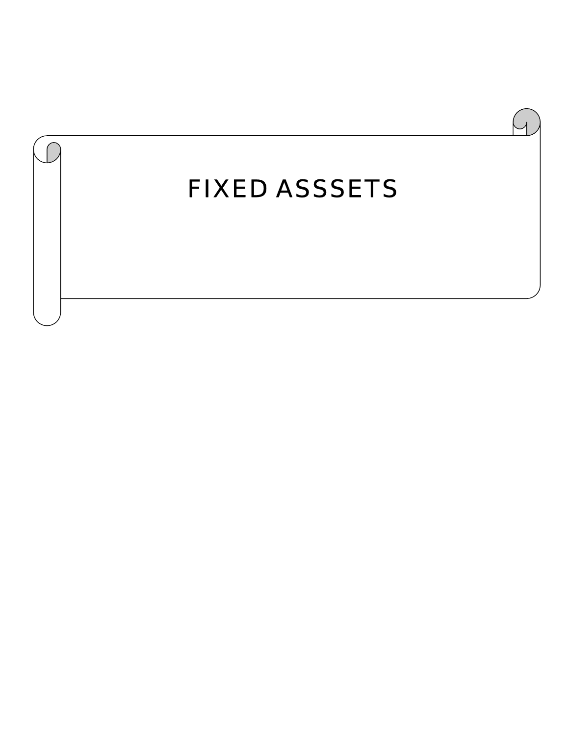# FIXED ASSSETS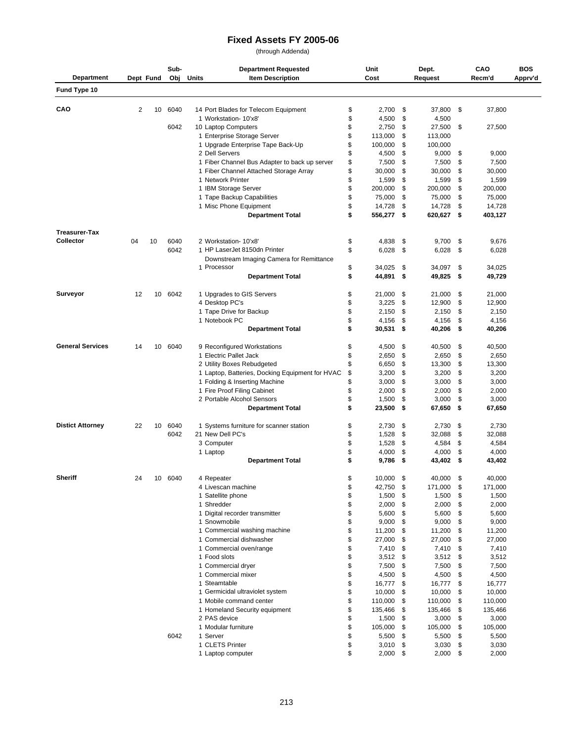# Fixed Assets FY 2005-06

(through Addenda)

| Department | Dept | Fund | Sub-Obj | Units | Department Requested Item Description | Unit Cost | Dept. Request | CAO Recm'd | BOS Apprv'd |
|---|---|---|---|---|---|---|---|---|---|
| **Fund Type 10** | | | | | | | | | |
| **CAO** | 2 | 10 | 6040 | 14 | Port Blades for Telecom Equipment | $ 2,700 | $ 37,800 | $ 37,800 | |
| | | | | 1 | Workstation- 10'x8' | $ 4,500 | $ 4,500 | | |
| | | | 6042 | 10 | Laptop Computers | $ 2,750 | $ 27,500 | $ 27,500 | |
| | | | | 1 | Enterprise Storage Server | $ 113,000 | $ 113,000 | | |
| | | | | 1 | Upgrade Enterprise Tape Back-Up | $ 100,000 | $ 100,000 | | |
| | | | | 2 | Dell Servers | $ 4,500 | $ 9,000 | $ 9,000 | |
| | | | | 1 | Fiber Channel Bus Adapter to back up server | $ 7,500 | $ 7,500 | $ 7,500 | |
| | | | | 1 | Fiber Channel Attached Storage Array | $ 30,000 | $ 30,000 | $ 30,000 | |
| | | | | 1 | Network Printer | $ 1,599 | $ 1,599 | $ 1,599 | |
| | | | | 1 | IBM Storage Server | $ 200,000 | $ 200,000 | $ 200,000 | |
| | | | | 1 | Tape Backup Capabilities | $ 75,000 | $ 75,000 | $ 75,000 | |
| | | | | 1 | Misc Phone Equipment | $ 14,728 | $ 14,728 | $ 14,728 | |
| | | | | | **Department Total** | **$ 556,277** | **$ 620,627** | **$ 403,127** | |
| **Treasurer-Tax Collector** | 04 | 10 | 6040 | 2 | Workstation- 10'x8' | $ 4,838 | $ 9,700 | $ 9,676 | |
| | | | 6042 | 1 | HP LaserJet 8150dn Printer | $ 6,028 | $ 6,028 | $ 6,028 | |
| | | | | 1 | Downstream Imaging Camera for Remittance Processor | $ 34,025 | $ 34,097 | $ 34,025 | |
| | | | | | **Department Total** | **$ 44,891** | **$ 49,825** | **$ 49,729** | |
| **Surveyor** | 12 | 10 | 6042 | 1 | Upgrades to GIS Servers | $ 21,000 | $ 21,000 | $ 21,000 | |
| | | | | 4 | Desktop PC's | $ 3,225 | $ 12,900 | $ 12,900 | |
| | | | | 1 | Tape Drive for Backup | $ 2,150 | $ 2,150 | $ 2,150 | |
| | | | | 1 | Notebook PC | $ 4,156 | $ 4,156 | $ 4,156 | |
| | | | | | **Department Total** | **$ 30,531** | **$ 40,206** | **$ 40,206** | |
| **General Services** | 14 | 10 | 6040 | 9 | Reconfigured Workstations | $ 4,500 | $ 40,500 | $ 40,500 | |
| | | | | 1 | Electric Pallet Jack | $ 2,650 | $ 2,650 | $ 2,650 | |
| | | | | 2 | Utility Boxes Rebudgeted | $ 6,650 | $ 13,300 | $ 13,300 | |
| | | | | 1 | Laptop, Batteries, Docking Equipment for HVAC | $ 3,200 | $ 3,200 | $ 3,200 | |
| | | | | 1 | Folding & Inserting Machine | $ 3,000 | $ 3,000 | $ 3,000 | |
| | | | | 1 | Fire Proof Filing Cabinet | $ 2,000 | $ 2,000 | $ 2,000 | |
| | | | | 2 | Portable Alcohol Sensors | $ 1,500 | $ 3,000 | $ 3,000 | |
| | | | | | **Department Total** | **$ 23,500** | **$ 67,650** | **$ 67,650** | |
| **Distict Attorney** | 22 | 10 | 6040 | 1 | Systems furniture for scanner station | $ 2,730 | $ 2,730 | $ 2,730 | |
| | | | 6042 | 21 | New Dell PC's | $ 1,528 | $ 32,088 | $ 32,088 | |
| | | | | 3 | Computer | $ 1,528 | $ 4,584 | $ 4,584 | |
| | | | | 1 | Laptop | $ 4,000 | $ 4,000 | $ 4,000 | |
| | | | | | **Department Total** | **$ 9,786** | **$ 43,402** | **$ 43,402** | |
| **Sheriff** | 24 | 10 | 6040 | 4 | Repeater | $ 10,000 | $ 40,000 | $ 40,000 | |
| | | | | 4 | Livescan machine | $ 42,750 | $ 171,000 | $ 171,000 | |
| | | | | 1 | Satellite phone | $ 1,500 | $ 1,500 | $ 1,500 | |
| | | | | 1 | Shredder | $ 2,000 | $ 2,000 | $ 2,000 | |
| | | | | 1 | Digital recorder transmitter | $ 5,600 | $ 5,600 | $ 5,600 | |
| | | | | 1 | Snowmobile | $ 9,000 | $ 9,000 | $ 9,000 | |
| | | | | 1 | Commercial washing machine | $ 11,200 | $ 11,200 | $ 11,200 | |
| | | | | 1 | Commercial dishwasher | $ 27,000 | $ 27,000 | $ 27,000 | |
| | | | | 1 | Commercial oven/range | $ 7,410 | $ 7,410 | $ 7,410 | |
| | | | | 1 | Food slots | $ 3,512 | $ 3,512 | $ 3,512 | |
| | | | | 1 | Commercial dryer | $ 7,500 | $ 7,500 | $ 7,500 | |
| | | | | 1 | Commercial mixer | $ 4,500 | $ 4,500 | $ 4,500 | |
| | | | | 1 | Steamtable | $ 16,777 | $ 16,777 | $ 16,777 | |
| | | | | 1 | Germicidal ultraviolet system | $ 10,000 | $ 10,000 | $ 10,000 | |
| | | | | 1 | Mobile command center | $ 110,000 | $ 110,000 | $ 110,000 | |
| | | | | 1 | Homeland Security equipment | $ 135,466 | $ 135,466 | $ 135,466 | |
| | | | | 2 | PAS device | $ 1,500 | $ 3,000 | $ 3,000 | |
| | | | | 1 | Modular furniture | $ 105,000 | $ 105,000 | $ 105,000 | |
| | | | 6042 | 1 | Server | $ 5,500 | $ 5,500 | $ 5,500 | |
| | | | | 1 | CLETS Printer | $ 3,010 | $ 3,030 | $ 3,030 | |
| | | | | 1 | Laptop computer | $ 2,000 | $ 2,000 | $ 2,000 | |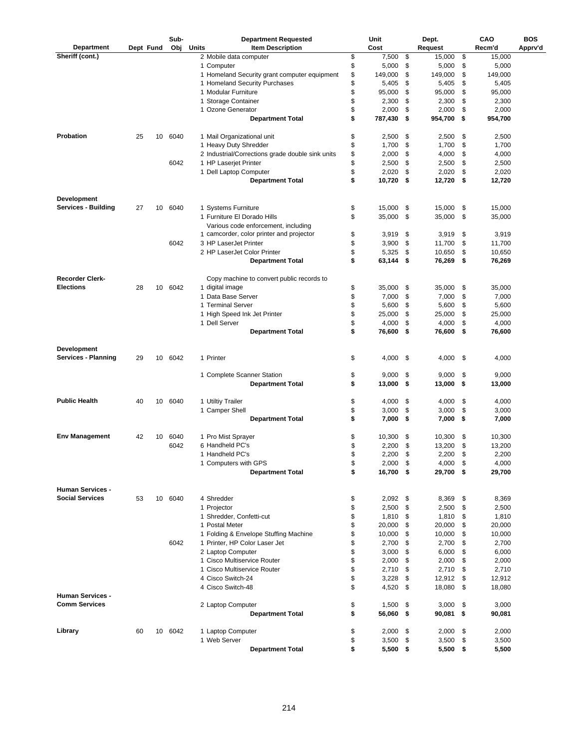| Department | Dept | Fund | Sub-Obj | Units | Department Requested Item Description | Unit Cost | Dept. Request | CAO Recm'd | BOS Apprv'd |
|---|---|---|---|---|---|---|---|---|---|
| Sheriff (cont.) | | | | 2 | Mobile data computer | $ 7,500 | $ 15,000 | $ 15,000 | |
| | | | | 1 | Computer | $ 5,000 | $ 5,000 | $ 5,000 | |
| | | | | 1 | Homeland Security grant computer equipment | $ 149,000 | $ 149,000 | $ 149,000 | |
| | | | | 1 | Homeland Security Purchases | $ 5,405 | $ 5,405 | $ 5,405 | |
| | | | | 1 | Modular Furniture | $ 95,000 | $ 95,000 | $ 95,000 | |
| | | | | 1 | Storage Container | $ 2,300 | $ 2,300 | $ 2,300 | |
| | | | | 1 | Ozone Generator | $ 2,000 | $ 2,000 | $ 2,000 | |
| | | | | | **Department Total** | **$ 787,430** | **$ 954,700** | **$ 954,700** | |
| **Probation** | 25 | 10 | 6040 | 1 | Mail Organizational unit | $ 2,500 | $ 2,500 | $ 2,500 | |
| | | | | 1 | Heavy Duty Shredder | $ 1,700 | $ 1,700 | $ 1,700 | |
| | | | | 2 | Industrial/Corrections grade double sink units | $ 2,000 | $ 4,000 | $ 4,000 | |
| | | | 6042 | 1 | HP Laserjet Printer | $ 2,500 | $ 2,500 | $ 2,500 | |
| | | | | 1 | Dell Laptop Computer | $ 2,020 | $ 2,020 | $ 2,020 | |
| | | | | | **Department Total** | **$ 10,720** | **$ 12,720** | **$ 12,720** | |
| **Development Services - Building** | 27 | 10 | 6040 | 1 | Systems Furniture | $ 15,000 | $ 15,000 | $ 15,000 | |
| | | | | 1 | Furniture El Dorado Hills | $ 35,000 | $ 35,000 | $ 35,000 | |
| | | | | 1 | Various code enforcement, including camcorder, color printer and projector | $ 3,919 | $ 3,919 | $ 3,919 | |
| | | | 6042 | 3 | HP LaserJet Printer | $ 3,900 | $ 11,700 | $ 11,700 | |
| | | | | 2 | HP LaserJet Color Printer | $ 5,325 | $ 10,650 | $ 10,650 | |
| | | | | | **Department Total** | **$ 63,144** | **$ 76,269** | **$ 76,269** | |
| **Recorder Clerk-Elections** | 28 | 10 | 6042 | 1 | Copy machine to convert public records to digital image | $ 35,000 | $ 35,000 | $ 35,000 | |
| | | | | 1 | Data Base Server | $ 7,000 | $ 7,000 | $ 7,000 | |
| | | | | 1 | Terminal Server | $ 5,600 | $ 5,600 | $ 5,600 | |
| | | | | 1 | High Speed Ink Jet Printer | $ 25,000 | $ 25,000 | $ 25,000 | |
| | | | | 1 | Dell Server | $ 4,000 | $ 4,000 | $ 4,000 | |
| | | | | | **Department Total** | **$ 76,600** | **$ 76,600** | **$ 76,600** | |
| **Development Services - Planning** | 29 | 10 | 6042 | 1 | Printer | $ 4,000 | $ 4,000 | $ 4,000 | |
| | | | | 1 | Complete Scanner Station | $ 9,000 | $ 9,000 | $ 9,000 | |
| | | | | | **Department Total** | **$ 13,000** | **$ 13,000** | **$ 13,000** | |
| **Public Health** | 40 | 10 | 6040 | 1 | Utiltiy Trailer | $ 4,000 | $ 4,000 | $ 4,000 | |
| | | | | 1 | Camper Shell | $ 3,000 | $ 3,000 | $ 3,000 | |
| | | | | | **Department Total** | **$ 7,000** | **$ 7,000** | **$ 7,000** | |
| **Env Management** | 42 | 10 | 6040 | 1 | Pro Mist Sprayer | $ 10,300 | $ 10,300 | $ 10,300 | |
| | | | 6042 | 6 | Handheld PC's | $ 2,200 | $ 13,200 | $ 13,200 | |
| | | | | 1 | Handheld PC's | $ 2,200 | $ 2,200 | $ 2,200 | |
| | | | | 1 | Computers with GPS | $ 2,000 | $ 4,000 | $ 4,000 | |
| | | | | | **Department Total** | **$ 16,700** | **$ 29,700** | **$ 29,700** | |
| **Human Services - Social Services** | 53 | 10 | 6040 | 4 | Shredder | $ 2,092 | $ 8,369 | $ 8,369 | |
| | | | | 1 | Projector | $ 2,500 | $ 2,500 | $ 2,500 | |
| | | | | 1 | Shredder, Confetti-cut | $ 1,810 | $ 1,810 | $ 1,810 | |
| | | | | 1 | Postal Meter | $ 20,000 | $ 20,000 | $ 20,000 | |
| | | | | 1 | Folding & Envelope Stuffing Machine | $ 10,000 | $ 10,000 | $ 10,000 | |
| | | | 6042 | 1 | Printer, HP Color Laser Jet | $ 2,700 | $ 2,700 | $ 2,700 | |
| | | | | 2 | Laptop Computer | $ 3,000 | $ 6,000 | $ 6,000 | |
| | | | | 1 | Cisco Multiservice Router | $ 2,000 | $ 2,000 | $ 2,000 | |
| | | | | 1 | Cisco Multiservice Router | $ 2,710 | $ 2,710 | $ 2,710 | |
| | | | | 4 | Cisco Switch-24 | $ 3,228 | $ 12,912 | $ 12,912 | |
| | | | | 4 | Cisco Switch-48 | $ 4,520 | $ 18,080 | $ 18,080 | |
| **Human Services - Comm Services** | | | | 2 | Laptop Computer | $ 1,500 | $ 3,000 | $ 3,000 | |
| | | | | | **Department Total** | **$ 56,060** | **$ 90,081** | **$ 90,081** | |
| **Library** | 60 | 10 | 6042 | 1 | Laptop Computer | $ 2,000 | $ 2,000 | $ 2,000 | |
| | | | | 1 | Web Server | $ 3,500 | $ 3,500 | $ 3,500 | |
| | | | | | **Department Total** | **$ 5,500** | **$ 5,500** | **$ 5,500** | |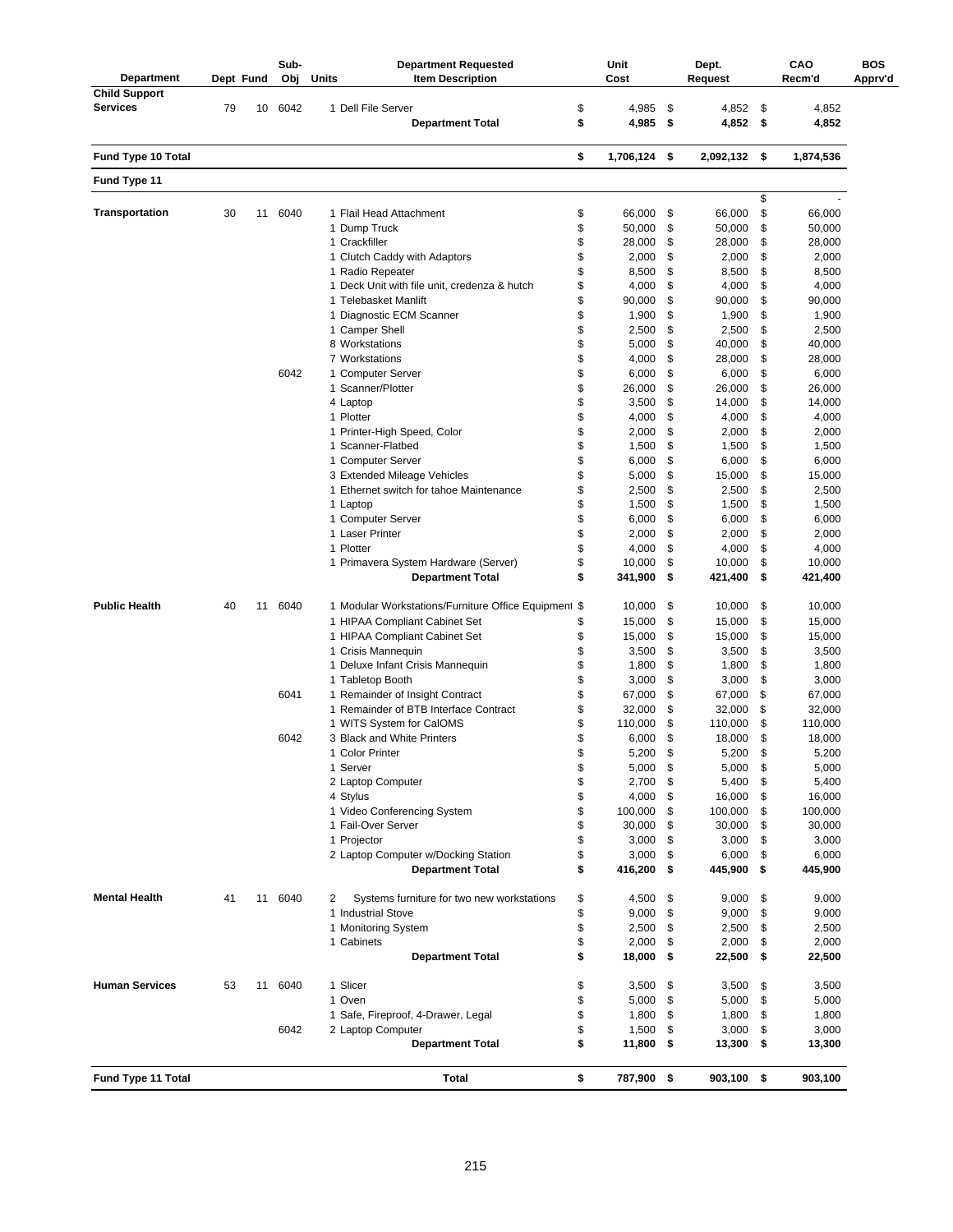| Department | Dept | Fund | Sub-Obj | Units | Department Requested Item Description | Unit Cost | Dept. Request | CAO Recm'd | BOS Apprv'd |
|---|---|---|---|---|---|---|---|---|---|
| Child Support Services | 79 | 10 | 6042 | 1 | Dell File Server | $ 4,985 | $ 4,852 | $ 4,852 | |
| | | | | | **Department Total** | **$ 4,985** | **$ 4,852** | **$ 4,852** | |
| **Fund Type 10 Total** | | | | | | **$ 1,706,124** | **$ 2,092,132** | **$ 1,874,536** | |
| **Fund Type 11** | | | | | | | | | |
| | | | | | | | | $ - | |
| **Transportation** | 30 | 11 | 6040 | 1 | Flail Head Attachment | $ 66,000 | $ 66,000 | $ 66,000 | |
| | | | | 1 | Dump Truck | $ 50,000 | $ 50,000 | $ 50,000 | |
| | | | | 1 | Crackfiller | $ 28,000 | $ 28,000 | $ 28,000 | |
| | | | | 1 | Clutch Caddy with Adaptors | $ 2,000 | $ 2,000 | $ 2,000 | |
| | | | | 1 | Radio Repeater | $ 8,500 | $ 8,500 | $ 8,500 | |
| | | | | 1 | Deck Unit with file unit, credenza & hutch | $ 4,000 | $ 4,000 | $ 4,000 | |
| | | | | 1 | Telebasket Manlift | $ 90,000 | $ 90,000 | $ 90,000 | |
| | | | | 1 | Diagnostic ECM Scanner | $ 1,900 | $ 1,900 | $ 1,900 | |
| | | | | 1 | Camper Shell | $ 2,500 | $ 2,500 | $ 2,500 | |
| | | | | 8 | Workstations | $ 5,000 | $ 40,000 | $ 40,000 | |
| | | | | 7 | Workstations | $ 4,000 | $ 28,000 | $ 28,000 | |
| | | | 6042 | 1 | Computer Server | $ 6,000 | $ 6,000 | $ 6,000 | |
| | | | | 1 | Scanner/Plotter | $ 26,000 | $ 26,000 | $ 26,000 | |
| | | | | 4 | Laptop | $ 3,500 | $ 14,000 | $ 14,000 | |
| | | | | 1 | Plotter | $ 4,000 | $ 4,000 | $ 4,000 | |
| | | | | 1 | Printer-High Speed, Color | $ 2,000 | $ 2,000 | $ 2,000 | |
| | | | | 1 | Scanner-Flatbed | $ 1,500 | $ 1,500 | $ 1,500 | |
| | | | | 1 | Computer Server | $ 6,000 | $ 6,000 | $ 6,000 | |
| | | | | 3 | Extended Mileage Vehicles | $ 5,000 | $ 15,000 | $ 15,000 | |
| | | | | 1 | Ethernet switch for tahoe Maintenance | $ 2,500 | $ 2,500 | $ 2,500 | |
| | | | | 1 | Laptop | $ 1,500 | $ 1,500 | $ 1,500 | |
| | | | | 1 | Computer Server | $ 6,000 | $ 6,000 | $ 6,000 | |
| | | | | 1 | Laser Printer | $ 2,000 | $ 2,000 | $ 2,000 | |
| | | | | 1 | Plotter | $ 4,000 | $ 4,000 | $ 4,000 | |
| | | | | 1 | Primavera System Hardware (Server) | $ 10,000 | $ 10,000 | $ 10,000 | |
| | | | | | **Department Total** | **$ 341,900** | **$ 421,400** | **$ 421,400** | |
| **Public Health** | 40 | 11 | 6040 | 1 | Modular Workstations/Furniture Office Equipment | $ 10,000 | $ 10,000 | $ 10,000 | |
| | | | | 1 | HIPAA Compliant Cabinet Set | $ 15,000 | $ 15,000 | $ 15,000 | |
| | | | | 1 | HIPAA Compliant Cabinet Set | $ 15,000 | $ 15,000 | $ 15,000 | |
| | | | | 1 | Crisis Mannequin | $ 3,500 | $ 3,500 | $ 3,500 | |
| | | | | 1 | Deluxe Infant Crisis Mannequin | $ 1,800 | $ 1,800 | $ 1,800 | |
| | | | | 1 | Tabletop Booth | $ 3,000 | $ 3,000 | $ 3,000 | |
| | | | 6041 | 1 | Remainder of Insight Contract | $ 67,000 | $ 67,000 | $ 67,000 | |
| | | | | 1 | Remainder of BTB Interface Contract | $ 32,000 | $ 32,000 | $ 32,000 | |
| | | | | 1 | WITS System for CalOMS | $ 110,000 | $ 110,000 | $ 110,000 | |
| | | | 6042 | 3 | Black and White Printers | $ 6,000 | $ 18,000 | $ 18,000 | |
| | | | | 1 | Color Printer | $ 5,200 | $ 5,200 | $ 5,200 | |
| | | | | 1 | Server | $ 5,000 | $ 5,000 | $ 5,000 | |
| | | | | 2 | Laptop Computer | $ 2,700 | $ 5,400 | $ 5,400 | |
| | | | | 4 | Stylus | $ 4,000 | $ 16,000 | $ 16,000 | |
| | | | | 1 | Video Conferencing System | $ 100,000 | $ 100,000 | $ 100,000 | |
| | | | | 1 | Fail-Over Server | $ 30,000 | $ 30,000 | $ 30,000 | |
| | | | | 1 | Projector | $ 3,000 | $ 3,000 | $ 3,000 | |
| | | | | 2 | Laptop Computer w/Docking Station | $ 3,000 | $ 6,000 | $ 6,000 | |
| | | | | | **Department Total** | **$ 416,200** | **$ 445,900** | **$ 445,900** | |
| **Mental Health** | 41 | 11 | 6040 | 2 | Systems furniture for two new workstations | $ 4,500 | $ 9,000 | $ 9,000 | |
| | | | | 1 | Industrial Stove | $ 9,000 | $ 9,000 | $ 9,000 | |
| | | | | 1 | Monitoring System | $ 2,500 | $ 2,500 | $ 2,500 | |
| | | | | 1 | Cabinets | $ 2,000 | $ 2,000 | $ 2,000 | |
| | | | | | **Department Total** | **$ 18,000** | **$ 22,500** | **$ 22,500** | |
| **Human Services** | 53 | 11 | 6040 | 1 | Slicer | $ 3,500 | $ 3,500 | $ 3,500 | |
| | | | | 1 | Oven | $ 5,000 | $ 5,000 | $ 5,000 | |
| | | | | 1 | Safe, Fireproof, 4-Drawer, Legal | $ 1,800 | $ 1,800 | $ 1,800 | |
| | | | 6042 | 2 | Laptop Computer | $ 1,500 | $ 3,000 | $ 3,000 | |
| | | | | | **Department Total** | **$ 11,800** | **$ 13,300** | **$ 13,300** | |
| **Fund Type 11 Total** | | | | | **Total** | **$ 787,900** | **$ 903,100** | **$ 903,100** | |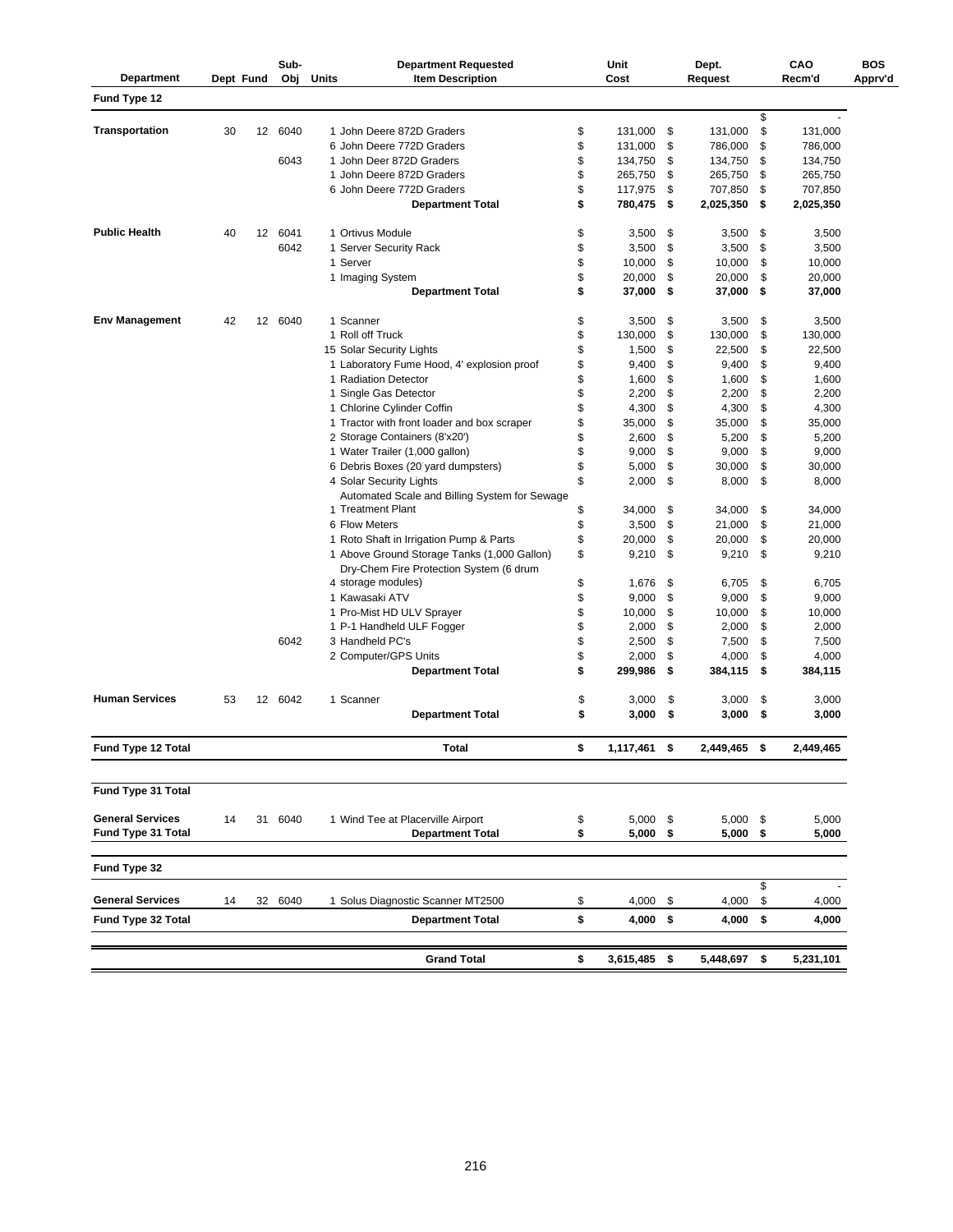| Department | Dept | Fund | Sub-Obj | Units | Department Requested Item Description | Unit Cost | Dept. Request | CAO Recm'd | BOS Apprv'd |
|---|---|---|---|---|---|---|---|---|---|
| **Fund Type 12** | | | | | | | | | |
| | | | | | | | | $ - | |
| **Transportation** | 30 | 12 | 6040 | 1 | John Deere 872D Graders | $ 131,000 | $ 131,000 | $ 131,000 | |
| | | | | 6 | John Deere 772D Graders | $ 131,000 | $ 786,000 | $ 786,000 | |
| | | | 6043 | 1 | John Deer 872D Graders | $ 134,750 | $ 134,750 | $ 134,750 | |
| | | | | 1 | John Deere 872D Graders | $ 265,750 | $ 265,750 | $ 265,750 | |
| | | | | 6 | John Deere 772D Graders | $ 117,975 | $ 707,850 | $ 707,850 | |
| | | | | | **Department Total** | **$ 780,475** | **$ 2,025,350** | **$ 2,025,350** | |
| **Public Health** | 40 | 12 | 6041 | 1 | Ortivus Module | $ 3,500 | $ 3,500 | $ 3,500 | |
| | | | 6042 | 1 | Server Security Rack | $ 3,500 | $ 3,500 | $ 3,500 | |
| | | | | 1 | Server | $ 10,000 | $ 10,000 | $ 10,000 | |
| | | | | 1 | Imaging System | $ 20,000 | $ 20,000 | $ 20,000 | |
| | | | | | **Department Total** | **$ 37,000** | **$ 37,000** | **$ 37,000** | |
| **Env Management** | 42 | 12 | 6040 | 1 | Scanner | $ 3,500 | $ 3,500 | $ 3,500 | |
| | | | | 1 | Roll off Truck | $ 130,000 | $ 130,000 | $ 130,000 | |
| | | | | 15 | Solar Security Lights | $ 1,500 | $ 22,500 | $ 22,500 | |
| | | | | 1 | Laboratory Fume Hood, 4' explosion proof | $ 9,400 | $ 9,400 | $ 9,400 | |
| | | | | 1 | Radiation Detector | $ 1,600 | $ 1,600 | $ 1,600 | |
| | | | | 1 | Single Gas Detector | $ 2,200 | $ 2,200 | $ 2,200 | |
| | | | | 1 | Chlorine Cylinder Coffin | $ 4,300 | $ 4,300 | $ 4,300 | |
| | | | | 1 | Tractor with front loader and box scraper | $ 35,000 | $ 35,000 | $ 35,000 | |
| | | | | 2 | Storage Containers (8'x20') | $ 2,600 | $ 5,200 | $ 5,200 | |
| | | | | 1 | Water Trailer (1,000 gallon) | $ 9,000 | $ 9,000 | $ 9,000 | |
| | | | | 6 | Debris Boxes (20 yard dumpsters) | $ 5,000 | $ 30,000 | $ 30,000 | |
| | | | | 4 | Solar Security Lights | $ 2,000 | $ 8,000 | $ 8,000 | |
| | | | | 1 | Automated Scale and Billing System for Sewage Treatment Plant | $ 34,000 | $ 34,000 | $ 34,000 | |
| | | | | 6 | Flow Meters | $ 3,500 | $ 21,000 | $ 21,000 | |
| | | | | 1 | Roto Shaft in Irrigation Pump & Parts | $ 20,000 | $ 20,000 | $ 20,000 | |
| | | | | 1 | Above Ground Storage Tanks (1,000 Gallon) | $ 9,210 | $ 9,210 | $ 9,210 | |
| | | | | 4 | Dry-Chem Fire Protection System (6 drum storage modules) | $ 1,676 | $ 6,705 | $ 6,705 | |
| | | | | 1 | Kawasaki ATV | $ 9,000 | $ 9,000 | $ 9,000 | |
| | | | | 1 | Pro-Mist HD ULV Sprayer | $ 10,000 | $ 10,000 | $ 10,000 | |
| | | | | 1 | P-1 Handheld ULF Fogger | $ 2,000 | $ 2,000 | $ 2,000 | |
| | | | 6042 | 3 | Handheld PC's | $ 2,500 | $ 7,500 | $ 7,500 | |
| | | | | 2 | Computer/GPS Units | $ 2,000 | $ 4,000 | $ 4,000 | |
| | | | | | **Department Total** | **$ 299,986** | **$ 384,115** | **$ 384,115** | |
| **Human Services** | 53 | 12 | 6042 | 1 | Scanner | $ 3,000 | $ 3,000 | $ 3,000 | |
| | | | | | **Department Total** | **$ 3,000** | **$ 3,000** | **$ 3,000** | |
| **Fund Type 12 Total** | | | | | **Total** | **$ 1,117,461** | **$ 2,449,465** | **$ 2,449,465** | |
| **Fund Type 31 Total** | | | | | | | | | |
| **General Services** | 14 | 31 | 6040 | 1 | Wind Tee at Placerville Airport | $ 5,000 | $ 5,000 | $ 5,000 | |
| **Fund Type 31 Total** | | | | | **Department Total** | **$ 5,000** | **$ 5,000** | **$ 5,000** | |
| **Fund Type 32** | | | | | | | | | |
| | | | | | | | | $ - | |
| **General Services** | 14 | 32 | 6040 | 1 | Solus Diagnostic Scanner MT2500 | $ 4,000 | $ 4,000 | $ 4,000 | |
| **Fund Type 32 Total** | | | | | **Department Total** | **$ 4,000** | **$ 4,000** | **$ 4,000** | |
| | | | | | **Grand Total** | **$ 3,615,485** | **$ 5,448,697** | **$ 5,231,101** | |